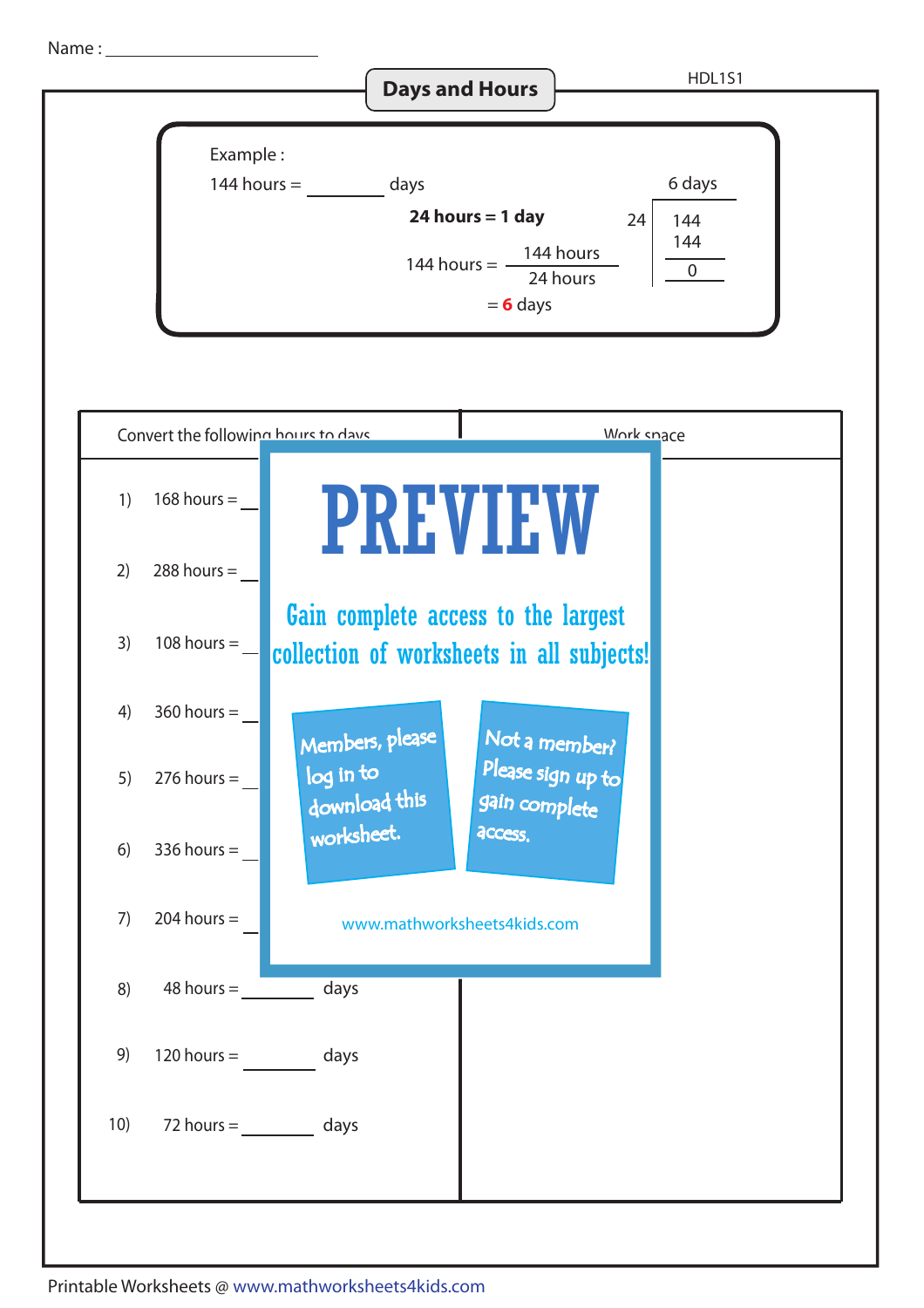Name : ____________________

# Days and Hours

HDL1S1

**Example :**

144 hours = ________ days

**24 hours = 1 day**

$$144 \text{ hours} = \frac{144 \text{ hours}}{24 \text{ hours}}$$

= **6** days

```
       6 days
    ______
24 | 144
     144
     ___
       0
```

Convert the following hours to days | Work space

1) 168 hours = ________

2) 288 hours = ________

3) 108 hours = ________

4) 360 hours = ________

5) 276 hours = ________

6) 336 hours = ________

7) 204 hours = ________

8) 48 hours = ________ days

9) 120 hours = ________ days

10) 72 hours = ________ days

PREVIEW

Gain complete access to the largest collection of worksheets in all subjects!

Members, please log in to download this worksheet.

Not a member? Please sign up to gain complete access.

www.mathworksheets4kids.com

Printable Worksheets @ www.mathworksheets4kids.com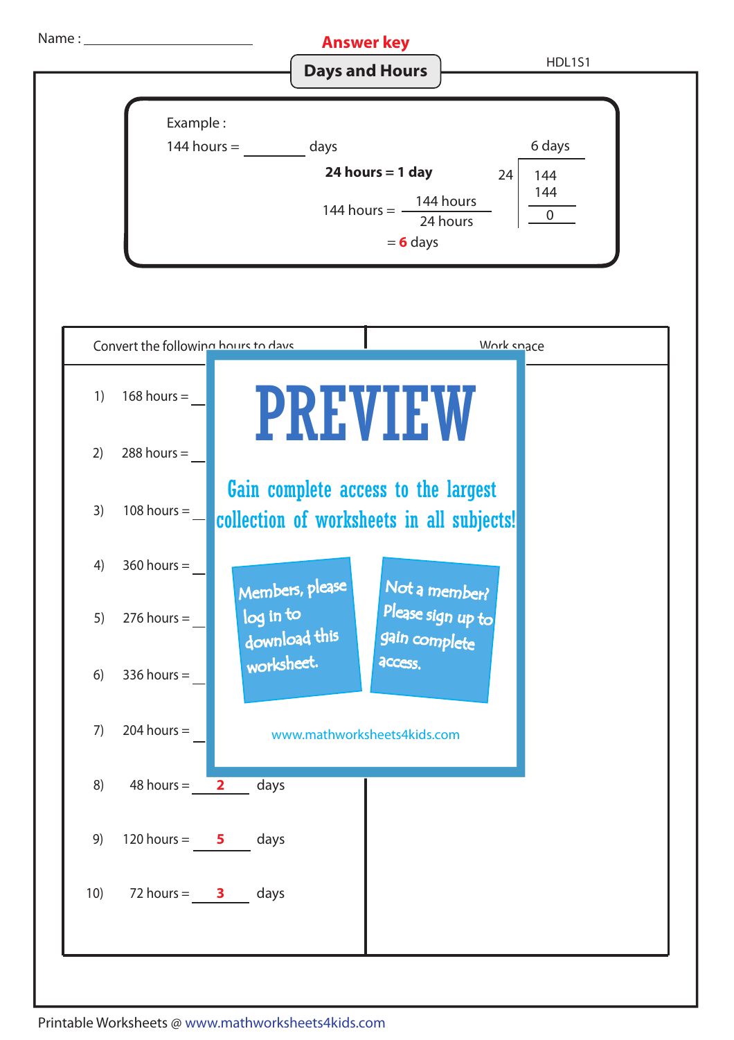Name : ____________________

**Answer key**

# Days and Hours

HDL1S1

Example :

144 hours = ________ days

**24 hours = 1 day**

$$144 \text{ hours} = \frac{144 \text{ hours}}{24 \text{ hours}}$$

= **6** days

```
      6 days
   ______
24 | 144
     144
     ___
       0
```

| Convert the following hours to days | Work space |
|---|---|
| 1) 168 hours = | |
| 2) 288 hours = | |
| 3) 108 hours = | |
| 4) 360 hours = | |
| 5) 276 hours = | |
| 6) 336 hours = | |
| 7) 204 hours = | |
| 8) 48 hours = **2** days | |
| 9) 120 hours = **5** days | |
| 10) 72 hours = **3** days | |

PREVIEW

Gain complete access to the largest collection of worksheets in all subjects!

Members, please log in to download this worksheet.

Not a member? Please sign up to gain complete access.

www.mathworksheets4kids.com

Printable Worksheets @ www.mathworksheets4kids.com